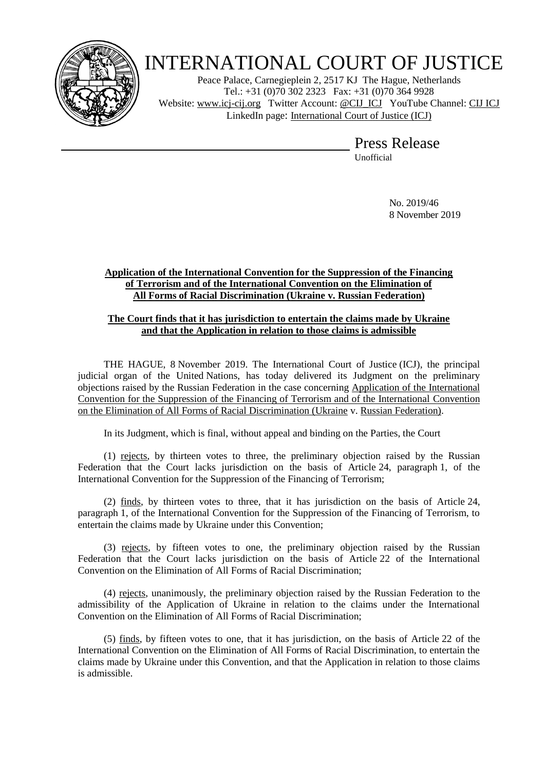# INTERNATIONAL COURT OF JUSTICE

Peace Palace, Carnegieplein 2, 2517 KJ The Hague, Netherlands
Tel.: +31 (0)70 302 2323 Fax: +31 (0)70 364 9928
Website: www.icj-cij.org Twitter Account: @CIJ_ICJ YouTube Channel: CIJ ICJ
LinkedIn page: International Court of Justice (ICJ)

## Press Release

Unofficial

No. 2019/46
8 November 2019

**Application of the International Convention for the Suppression of the Financing of Terrorism and of the International Convention on the Elimination of All Forms of Racial Discrimination (Ukraine v. Russian Federation)**

**The Court finds that it has jurisdiction to entertain the claims made by Ukraine and that the Application in relation to those claims is admissible**

THE HAGUE, 8 November 2019. The International Court of Justice (ICJ), the principal judicial organ of the United Nations, has today delivered its Judgment on the preliminary objections raised by the Russian Federation in the case concerning Application of the International Convention for the Suppression of the Financing of Terrorism and of the International Convention on the Elimination of All Forms of Racial Discrimination (Ukraine v. Russian Federation).

In its Judgment, which is final, without appeal and binding on the Parties, the Court

(1) rejects, by thirteen votes to three, the preliminary objection raised by the Russian Federation that the Court lacks jurisdiction on the basis of Article 24, paragraph 1, of the International Convention for the Suppression of the Financing of Terrorism;

(2) finds, by thirteen votes to three, that it has jurisdiction on the basis of Article 24, paragraph 1, of the International Convention for the Suppression of the Financing of Terrorism, to entertain the claims made by Ukraine under this Convention;

(3) rejects, by fifteen votes to one, the preliminary objection raised by the Russian Federation that the Court lacks jurisdiction on the basis of Article 22 of the International Convention on the Elimination of All Forms of Racial Discrimination;

(4) rejects, unanimously, the preliminary objection raised by the Russian Federation to the admissibility of the Application of Ukraine in relation to the claims under the International Convention on the Elimination of All Forms of Racial Discrimination;

(5) finds, by fifteen votes to one, that it has jurisdiction, on the basis of Article 22 of the International Convention on the Elimination of All Forms of Racial Discrimination, to entertain the claims made by Ukraine under this Convention, and that the Application in relation to those claims is admissible.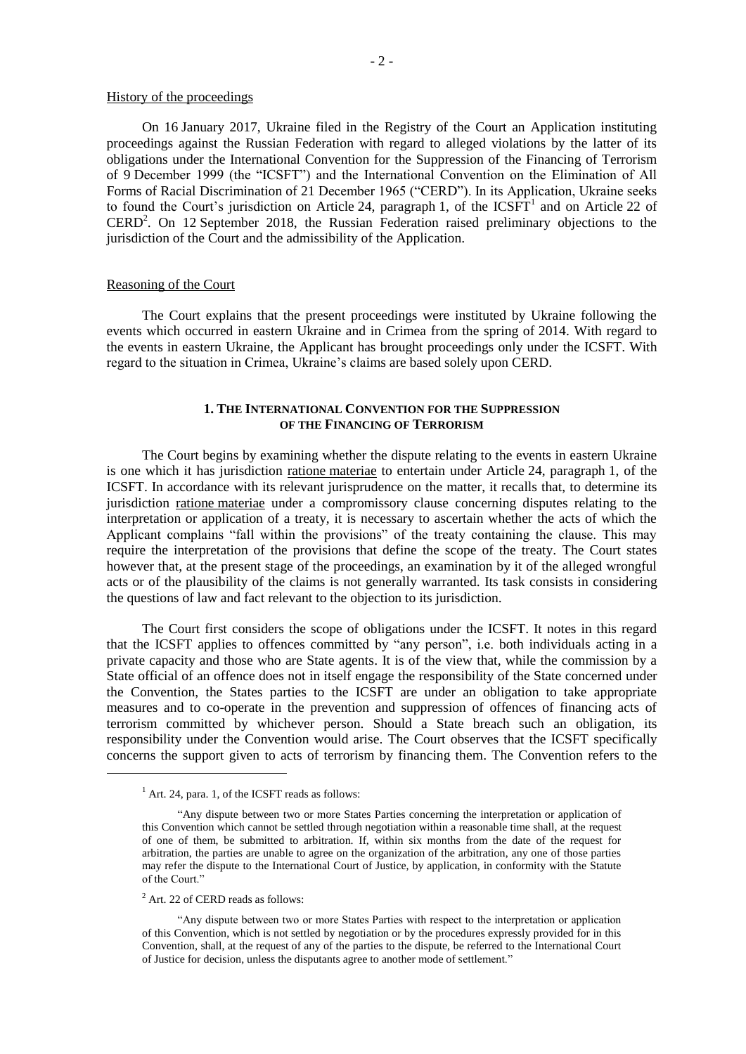History of the proceedings

On 16 January 2017, Ukraine filed in the Registry of the Court an Application instituting proceedings against the Russian Federation with regard to alleged violations by the latter of its obligations under the International Convention for the Suppression of the Financing of Terrorism of 9 December 1999 (the "ICSFT") and the International Convention on the Elimination of All Forms of Racial Discrimination of 21 December 1965 ("CERD"). In its Application, Ukraine seeks to found the Court's jurisdiction on Article 24, paragraph 1, of the ICSFT[1] and on Article 22 of CERD[2]. On 12 September 2018, the Russian Federation raised preliminary objections to the jurisdiction of the Court and the admissibility of the Application.

Reasoning of the Court

The Court explains that the present proceedings were instituted by Ukraine following the events which occurred in eastern Ukraine and in Crimea from the spring of 2014. With regard to the events in eastern Ukraine, the Applicant has brought proceedings only under the ICSFT. With regard to the situation in Crimea, Ukraine's claims are based solely upon CERD.

## 1. THE INTERNATIONAL CONVENTION FOR THE SUPPRESSION OF THE FINANCING OF TERRORISM

The Court begins by examining whether the dispute relating to the events in eastern Ukraine is one which it has jurisdiction ratione materiae to entertain under Article 24, paragraph 1, of the ICSFT. In accordance with its relevant jurisprudence on the matter, it recalls that, to determine its jurisdiction ratione materiae under a compromissory clause concerning disputes relating to the interpretation or application of a treaty, it is necessary to ascertain whether the acts of which the Applicant complains "fall within the provisions" of the treaty containing the clause. This may require the interpretation of the provisions that define the scope of the treaty. The Court states however that, at the present stage of the proceedings, an examination by it of the alleged wrongful acts or of the plausibility of the claims is not generally warranted. Its task consists in considering the questions of law and fact relevant to the objection to its jurisdiction.

The Court first considers the scope of obligations under the ICSFT. It notes in this regard that the ICSFT applies to offences committed by "any person", i.e. both individuals acting in a private capacity and those who are State agents. It is of the view that, while the commission by a State official of an offence does not in itself engage the responsibility of the State concerned under the Convention, the States parties to the ICSFT are under an obligation to take appropriate measures and to co-operate in the prevention and suppression of offences of financing acts of terrorism committed by whichever person. Should a State breach such an obligation, its responsibility under the Convention would arise. The Court observes that the ICSFT specifically concerns the support given to acts of terrorism by financing them. The Convention refers to the

---

[1] Art. 24, para. 1, of the ICSFT reads as follows:

"Any dispute between two or more States Parties concerning the interpretation or application of this Convention which cannot be settled through negotiation within a reasonable time shall, at the request of one of them, be submitted to arbitration. If, within six months from the date of the request for arbitration, the parties are unable to agree on the organization of the arbitration, any one of those parties may refer the dispute to the International Court of Justice, by application, in conformity with the Statute of the Court."

[2] Art. 22 of CERD reads as follows:

"Any dispute between two or more States Parties with respect to the interpretation or application of this Convention, which is not settled by negotiation or by the procedures expressly provided for in this Convention, shall, at the request of any of the parties to the dispute, be referred to the International Court of Justice for decision, unless the disputants agree to another mode of settlement."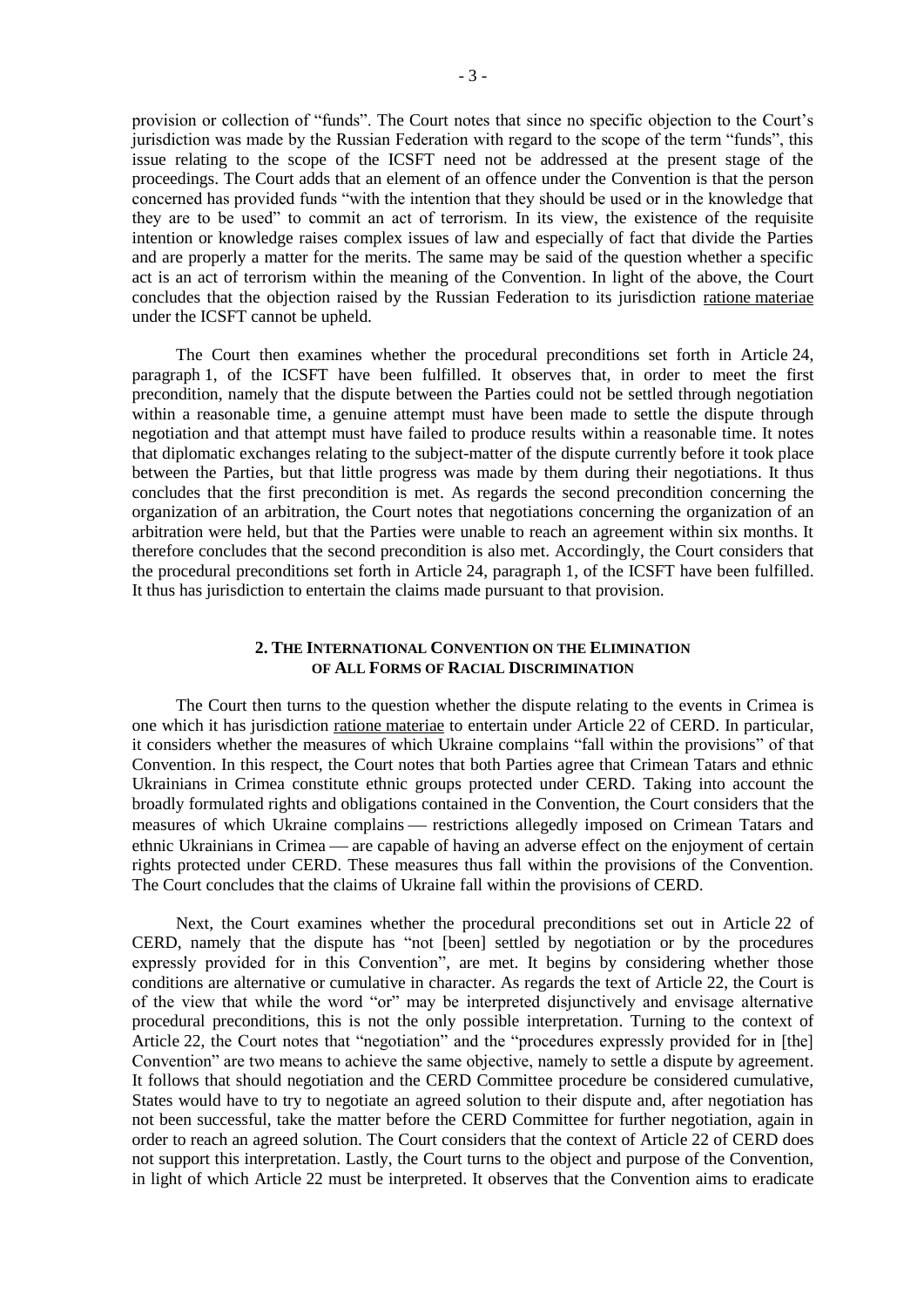provision or collection of "funds". The Court notes that since no specific objection to the Court's jurisdiction was made by the Russian Federation with regard to the scope of the term "funds", this issue relating to the scope of the ICSFT need not be addressed at the present stage of the proceedings. The Court adds that an element of an offence under the Convention is that the person concerned has provided funds "with the intention that they should be used or in the knowledge that they are to be used" to commit an act of terrorism. In its view, the existence of the requisite intention or knowledge raises complex issues of law and especially of fact that divide the Parties and are properly a matter for the merits. The same may be said of the question whether a specific act is an act of terrorism within the meaning of the Convention. In light of the above, the Court concludes that the objection raised by the Russian Federation to its jurisdiction ratione materiae under the ICSFT cannot be upheld.

The Court then examines whether the procedural preconditions set forth in Article 24, paragraph 1, of the ICSFT have been fulfilled. It observes that, in order to meet the first precondition, namely that the dispute between the Parties could not be settled through negotiation within a reasonable time, a genuine attempt must have been made to settle the dispute through negotiation and that attempt must have failed to produce results within a reasonable time. It notes that diplomatic exchanges relating to the subject-matter of the dispute currently before it took place between the Parties, but that little progress was made by them during their negotiations. It thus concludes that the first precondition is met. As regards the second precondition concerning the organization of an arbitration, the Court notes that negotiations concerning the organization of an arbitration were held, but that the Parties were unable to reach an agreement within six months. It therefore concludes that the second precondition is also met. Accordingly, the Court considers that the procedural preconditions set forth in Article 24, paragraph 1, of the ICSFT have been fulfilled. It thus has jurisdiction to entertain the claims made pursuant to that provision.

## 2. The International Convention on the Elimination of All Forms of Racial Discrimination

The Court then turns to the question whether the dispute relating to the events in Crimea is one which it has jurisdiction ratione materiae to entertain under Article 22 of CERD. In particular, it considers whether the measures of which Ukraine complains "fall within the provisions" of that Convention. In this respect, the Court notes that both Parties agree that Crimean Tatars and ethnic Ukrainians in Crimea constitute ethnic groups protected under CERD. Taking into account the broadly formulated rights and obligations contained in the Convention, the Court considers that the measures of which Ukraine complains — restrictions allegedly imposed on Crimean Tatars and ethnic Ukrainians in Crimea — are capable of having an adverse effect on the enjoyment of certain rights protected under CERD. These measures thus fall within the provisions of the Convention. The Court concludes that the claims of Ukraine fall within the provisions of CERD.

Next, the Court examines whether the procedural preconditions set out in Article 22 of CERD, namely that the dispute has "not [been] settled by negotiation or by the procedures expressly provided for in this Convention", are met. It begins by considering whether those conditions are alternative or cumulative in character. As regards the text of Article 22, the Court is of the view that while the word "or" may be interpreted disjunctively and envisage alternative procedural preconditions, this is not the only possible interpretation. Turning to the context of Article 22, the Court notes that "negotiation" and the "procedures expressly provided for in [the] Convention" are two means to achieve the same objective, namely to settle a dispute by agreement. It follows that should negotiation and the CERD Committee procedure be considered cumulative, States would have to try to negotiate an agreed solution to their dispute and, after negotiation has not been successful, take the matter before the CERD Committee for further negotiation, again in order to reach an agreed solution. The Court considers that the context of Article 22 of CERD does not support this interpretation. Lastly, the Court turns to the object and purpose of the Convention, in light of which Article 22 must be interpreted. It observes that the Convention aims to eradicate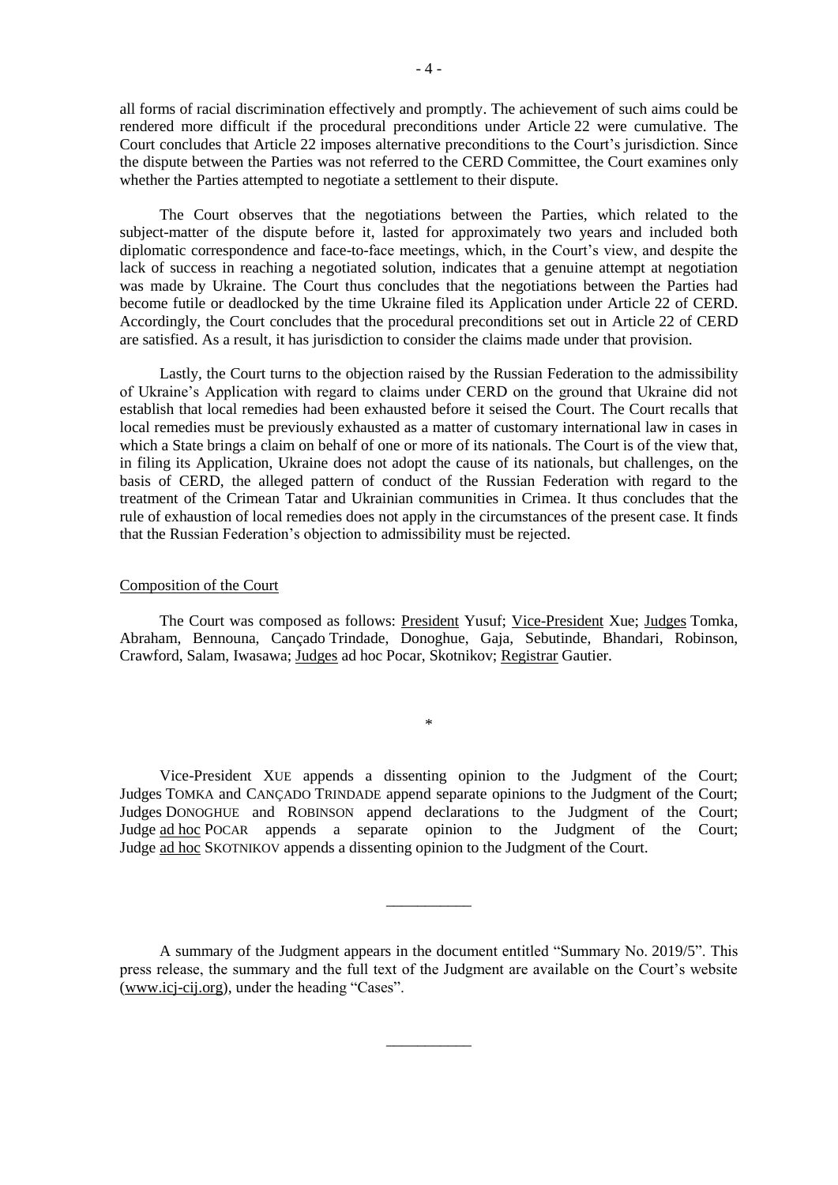all forms of racial discrimination effectively and promptly. The achievement of such aims could be rendered more difficult if the procedural preconditions under Article 22 were cumulative. The Court concludes that Article 22 imposes alternative preconditions to the Court's jurisdiction. Since the dispute between the Parties was not referred to the CERD Committee, the Court examines only whether the Parties attempted to negotiate a settlement to their dispute.

The Court observes that the negotiations between the Parties, which related to the subject-matter of the dispute before it, lasted for approximately two years and included both diplomatic correspondence and face-to-face meetings, which, in the Court's view, and despite the lack of success in reaching a negotiated solution, indicates that a genuine attempt at negotiation was made by Ukraine. The Court thus concludes that the negotiations between the Parties had become futile or deadlocked by the time Ukraine filed its Application under Article 22 of CERD. Accordingly, the Court concludes that the procedural preconditions set out in Article 22 of CERD are satisfied. As a result, it has jurisdiction to consider the claims made under that provision.

Lastly, the Court turns to the objection raised by the Russian Federation to the admissibility of Ukraine's Application with regard to claims under CERD on the ground that Ukraine did not establish that local remedies had been exhausted before it seised the Court. The Court recalls that local remedies must be previously exhausted as a matter of customary international law in cases in which a State brings a claim on behalf of one or more of its nationals. The Court is of the view that, in filing its Application, Ukraine does not adopt the cause of its nationals, but challenges, on the basis of CERD, the alleged pattern of conduct of the Russian Federation with regard to the treatment of the Crimean Tatar and Ukrainian communities in Crimea. It thus concludes that the rule of exhaustion of local remedies does not apply in the circumstances of the present case. It finds that the Russian Federation's objection to admissibility must be rejected.

## Composition of the Court

The Court was composed as follows: President Yusuf; Vice-President Xue; Judges Tomka, Abraham, Bennouna, Cançado Trindade, Donoghue, Gaja, Sebutinde, Bhandari, Robinson, Crawford, Salam, Iwasawa; Judges *ad hoc* Pocar, Skotnikov; Registrar Gautier.

\*

Vice-President XUE appends a dissenting opinion to the Judgment of the Court; Judges TOMKA and CANÇADO TRINDADE append separate opinions to the Judgment of the Court; Judges DONOGHUE and ROBINSON append declarations to the Judgment of the Court; Judge *ad hoc* POCAR appends a separate opinion to the Judgment of the Court; Judge *ad hoc* SKOTNIKOV appends a dissenting opinion to the Judgment of the Court.

---

A summary of the Judgment appears in the document entitled "Summary No. 2019/5". This press release, the summary and the full text of the Judgment are available on the Court's website (www.icj-cij.org), under the heading "Cases".

---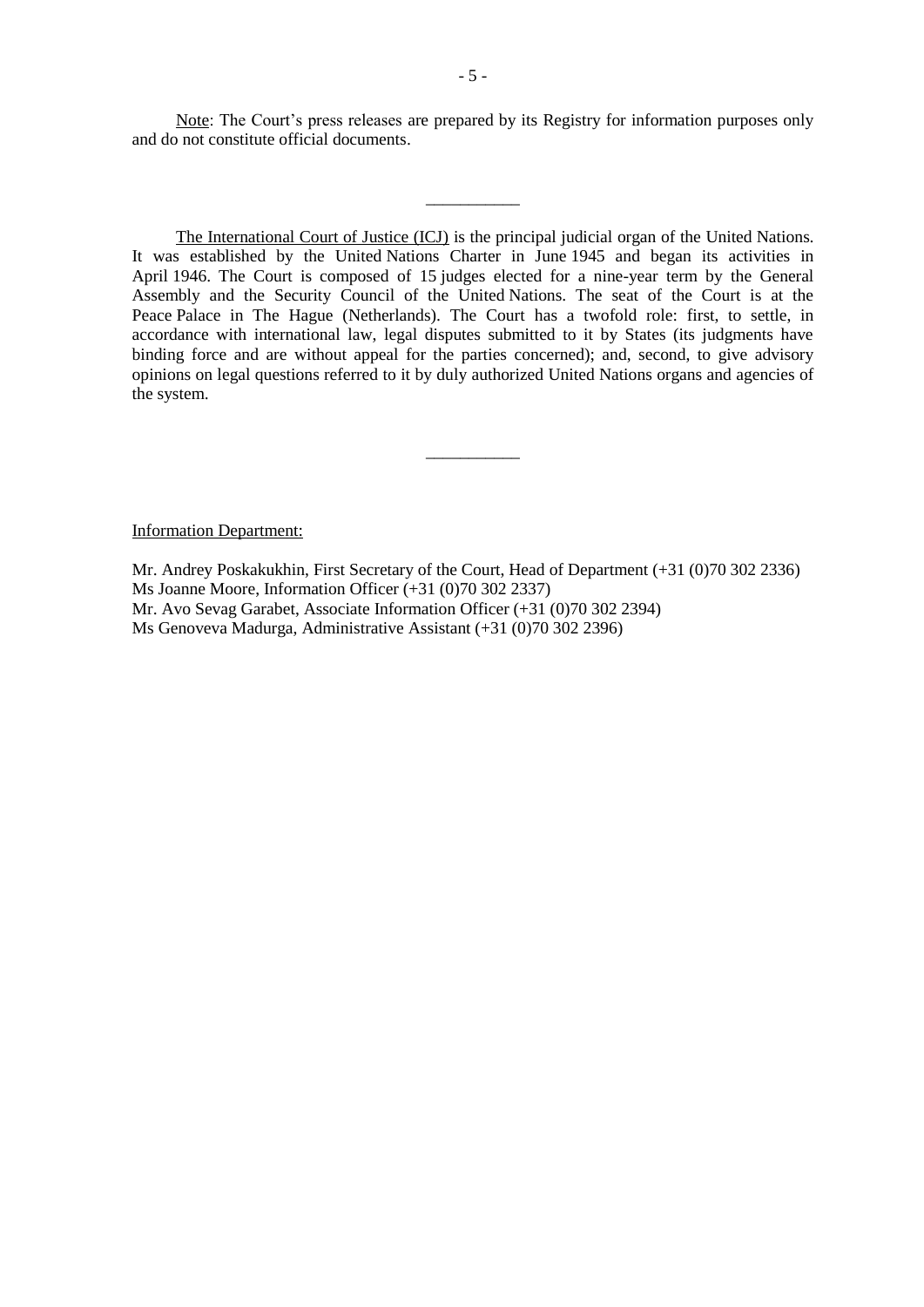Note: The Court's press releases are prepared by its Registry for information purposes only and do not constitute official documents.

___________

The International Court of Justice (ICJ) is the principal judicial organ of the United Nations. It was established by the United Nations Charter in June 1945 and began its activities in April 1946. The Court is composed of 15 judges elected for a nine-year term by the General Assembly and the Security Council of the United Nations. The seat of the Court is at the Peace Palace in The Hague (Netherlands). The Court has a twofold role: first, to settle, in accordance with international law, legal disputes submitted to it by States (its judgments have binding force and are without appeal for the parties concerned); and, second, to give advisory opinions on legal questions referred to it by duly authorized United Nations organs and agencies of the system.

___________

Information Department:

Mr. Andrey Poskakukhin, First Secretary of the Court, Head of Department (+31 (0)70 302 2336)
Ms Joanne Moore, Information Officer (+31 (0)70 302 2337)
Mr. Avo Sevag Garabet, Associate Information Officer (+31 (0)70 302 2394)
Ms Genoveva Madurga, Administrative Assistant (+31 (0)70 302 2396)